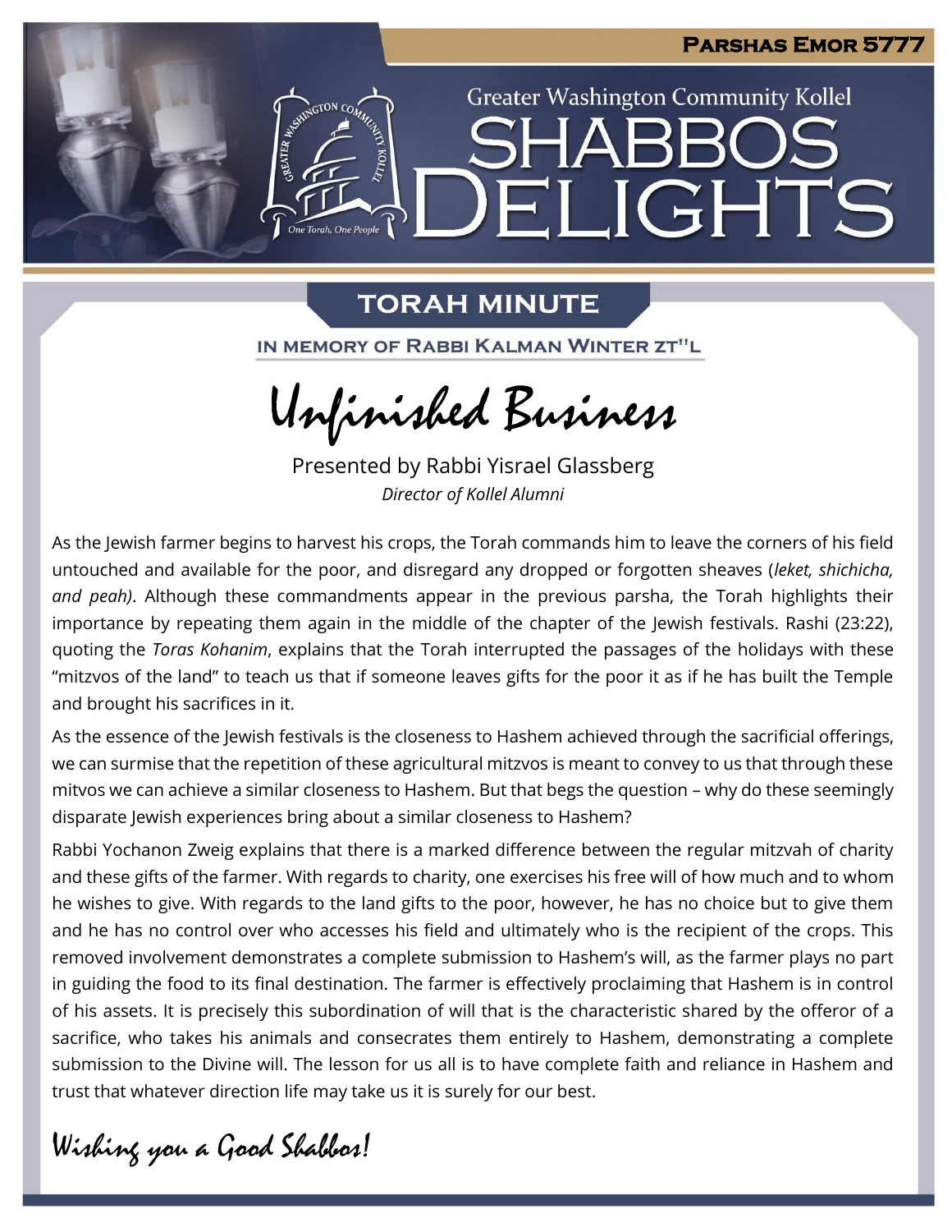# Parshas Emor 5777

Greater Washington Community Kollel

# SHABBOS DELIGHTS

## TORAH MINUTE

IN MEMORY OF RABBI KALMAN WINTER ZT"L

## Unfinished Business

Presented by Rabbi Yisrael Glassberg

*Director of Kollel Alumni*

As the Jewish farmer begins to harvest his crops, the Torah commands him to leave the corners of his field untouched and available for the poor, and disregard any dropped or forgotten sheaves (*leket, shichicha, and peah)*. Although these commandments appear in the previous parsha, the Torah highlights their importance by repeating them again in the middle of the chapter of the Jewish festivals. Rashi (23:22), quoting the *Toras Kohanim*, explains that the Torah interrupted the passages of the holidays with these "mitzvos of the land" to teach us that if someone leaves gifts for the poor it as if he has built the Temple and brought his sacrifices in it.

As the essence of the Jewish festivals is the closeness to Hashem achieved through the sacrificial offerings, we can surmise that the repetition of these agricultural mitzvos is meant to convey to us that through these mitvos we can achieve a similar closeness to Hashem. But that begs the question – why do these seemingly disparate Jewish experiences bring about a similar closeness to Hashem?

Rabbi Yochanon Zweig explains that there is a marked difference between the regular mitzvah of charity and these gifts of the farmer. With regards to charity, one exercises his free will of how much and to whom he wishes to give. With regards to the land gifts to the poor, however, he has no choice but to give them and he has no control over who accesses his field and ultimately who is the recipient of the crops. This removed involvement demonstrates a complete submission to Hashem's will, as the farmer plays no part in guiding the food to its final destination. The farmer is effectively proclaiming that Hashem is in control of his assets. It is precisely this subordination of will that is the characteristic shared by the offeror of a sacrifice, who takes his animals and consecrates them entirely to Hashem, demonstrating a complete submission to the Divine will. The lesson for us all is to have complete faith and reliance in Hashem and trust that whatever direction life may take us it is surely for our best.

*Wishing you a Good Shabbos!*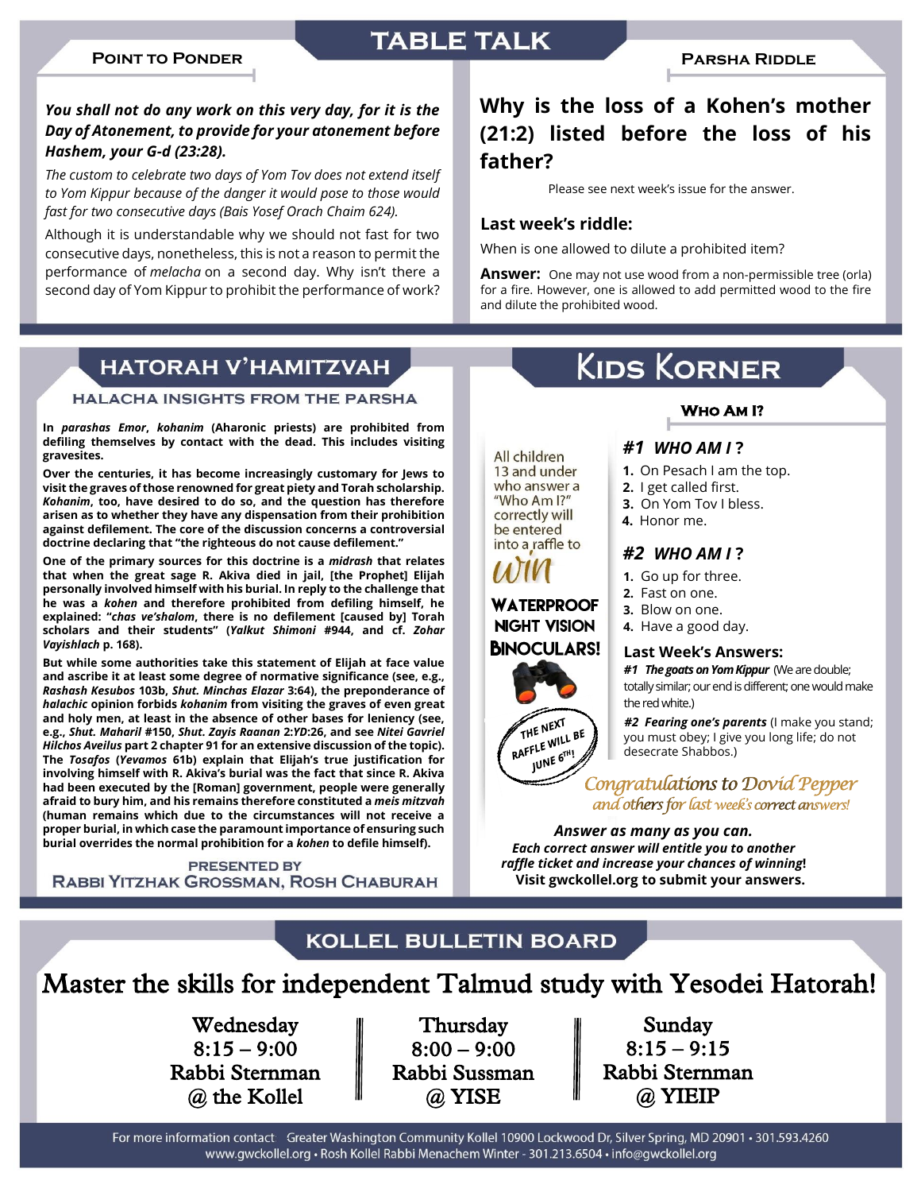# TABLE TALK

## Point to Ponder

***You shall not do any work on this very day, for it is the Day of Atonement, to provide for your atonement before Hashem, your G-d (23:28).***

*The custom to celebrate two days of Yom Tov does not extend itself to Yom Kippur because of the danger it would pose to those would fast for two consecutive days (Bais Yosef Orach Chaim 624).*

Although it is understandable why we should not fast for two consecutive days, nonetheless, this is not a reason to permit the performance of *melacha* on a second day. Why isn't there a second day of Yom Kippur to prohibit the performance of work?

## Parsha Riddle

**Why is the loss of a Kohen's mother (21:2) listed before the loss of his father?**

Please see next week's issue for the answer.

**Last week's riddle:**

When is one allowed to dilute a prohibited item?

**Answer:** One may not use wood from a non-permissible tree (orla) for a fire. However, one is allowed to add permitted wood to the fire and dilute the prohibited wood.

# HATORAH V'HAMITZVAH

## HALACHA INSIGHTS FROM THE PARSHA

**In *parashas Emor*, *kohanim* (Aharonic priests) are prohibited from defiling themselves by contact with the dead. This includes visiting gravesites.**

**Over the centuries, it has become increasingly customary for Jews to visit the graves of those renowned for great piety and Torah scholarship. *Kohanim*, too, have desired to do so, and the question has therefore arisen as to whether they have any dispensation from their prohibition against defilement. The core of the discussion concerns a controversial doctrine declaring that "the righteous do not cause defilement."**

**One of the primary sources for this doctrine is a *midrash* that relates that when the great sage R. Akiva died in jail, [the Prophet] Elijah personally involved himself with his burial. In reply to the challenge that he was a *kohen* and therefore prohibited from defiling himself, he explained: "*chas ve'shalom*, there is no defilement [caused by] Torah scholars and their students" (*Yalkut Shimoni* #944, and cf. *Zohar Vayishlach* p. 168).**

**But while some authorities take this statement of Elijah at face value and ascribe it at least some degree of normative significance (see, e.g., *Rashash Kesubos* 103b, *Shut. Minchas Elazar* 3:64), the preponderance of *halachic* opinion forbids *kohanim* from visiting the graves of even great and holy men, at least in the absence of other bases for leniency (see, e.g., *Shut. Maharil* #150, *Shut. Zayis Raanan* 2:*YD*:26, and see *Nitei Gavriel Hilchos Aveilus* part 2 chapter 91 for an extensive discussion of the topic). The *Tosafos* (*Yevamos* 61b) explain that Elijah's true justification for involving himself with R. Akiva's burial was the fact that since R. Akiva had been executed by the [Roman] government, people were generally afraid to bury him, and his remains therefore constituted a *meis mitzvah* (human remains which due to the circumstances will not receive a proper burial, in which case the paramount importance of ensuring such burial overrides the normal prohibition for a *kohen* to defile himself).**

PRESENTED BY
RABBI YITZHAK GROSSMAN, ROSH CHABURAH

# Kids Korner

## Who Am I?

All children 13 and under who answer a "Who Am I?" correctly will be entered into a raffle to win

**WATERPROOF NIGHT VISION BINOCULARS!**

THE NEXT RAFFLE WILL BE JUNE 6TH!

### #1 WHO AM I ?

1. On Pesach I am the top.
2. I get called first.
3. On Yom Tov I bless.
4. Honor me.

### #2 WHO AM I ?

1. Go up for three.
2. Fast on one.
3. Blow on one.
4. Have a good day.

**Last Week's Answers:**

***#1 The goats on Yom Kippur*** (We are double; totally similar; our end is different; one would make the red white.)

***#2 Fearing one's parents*** (I make you stand; you must obey; I give you long life; do not desecrate Shabbos.)

*Congratulations to Dovid Pepper and others for last week's correct answers!*

***Answer as many as you can.***
***Each correct answer will entitle you to another raffle ticket and increase your chances of winning!***
**Visit gwckollel.org to submit your answers.**

# KOLLEL BULLETIN BOARD

## Master the skills for independent Talmud study with Yesodei Hatorah!

| Wednesday | Thursday | Sunday |
|---|---|---|
| 8:15 – 9:00 | 8:00 – 9:00 | 8:15 – 9:15 |
| Rabbi Sternman | Rabbi Sussman | Rabbi Sternman |
| @ the Kollel | @ YISE | @ YIEIP |

For more information contact: Greater Washington Community Kollel 10900 Lockwood Dr, Silver Spring, MD 20901 • 301.593.4260
www.gwckollel.org • Rosh Kollel Rabbi Menachem Winter - 301.213.6504 • info@gwckollel.org